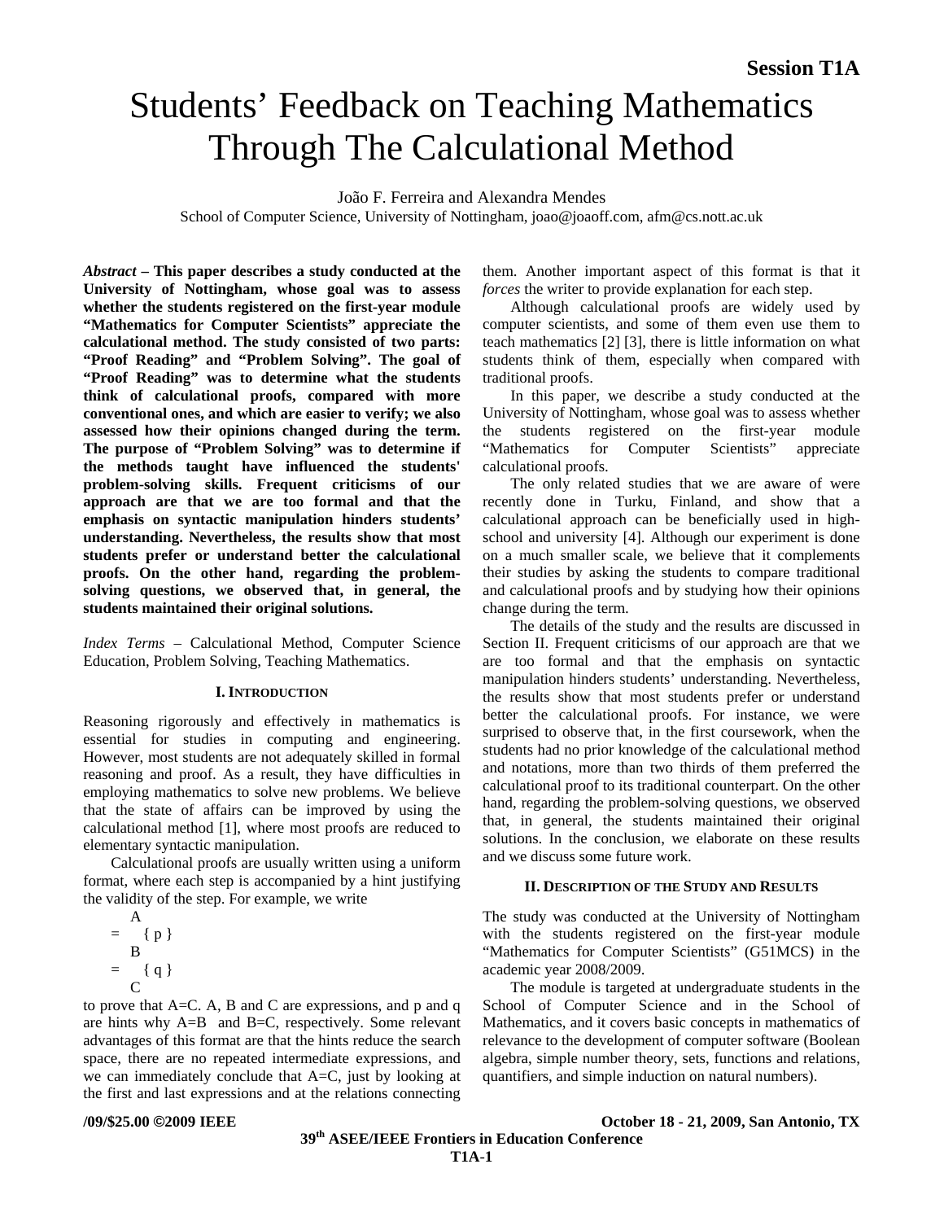# Students' Feedback on Teaching Mathematics Through The Calculational Method

João F. Ferreira and Alexandra Mendes

School of Computer Science, University of Nottingham, joao@joaoff.com, afm@cs.nott.ac.uk

***Abstract* – This paper describes a study conducted at the University of Nottingham, whose goal was to assess whether the students registered on the first-year module "Mathematics for Computer Scientists" appreciate the calculational method. The study consisted of two parts: "Proof Reading" and "Problem Solving". The goal of "Proof Reading" was to determine what the students think of calculational proofs, compared with more conventional ones, and which are easier to verify; we also assessed how their opinions changed during the term. The purpose of "Problem Solving" was to determine if the methods taught have influenced the students' problem-solving skills. Frequent criticisms of our approach are that we are too formal and that the emphasis on syntactic manipulation hinders students' understanding. Nevertheless, the results show that most students prefer or understand better the calculational proofs. On the other hand, regarding the problem-solving questions, we observed that, in general, the students maintained their original solutions.**

*Index Terms* – Calculational Method, Computer Science Education, Problem Solving, Teaching Mathematics.

## I. Introduction

Reasoning rigorously and effectively in mathematics is essential for studies in computing and engineering. However, most students are not adequately skilled in formal reasoning and proof. As a result, they have difficulties in employing mathematics to solve new problems. We believe that the state of affairs can be improved by using the calculational method [1], where most proofs are reduced to elementary syntactic manipulation.

Calculational proofs are usually written using a uniform format, where each step is accompanied by a hint justifying the validity of the step. For example, we write

$$
\begin{array}{ll}
 & A \\
= & \{ p \} \\
 & B \\
= & \{ q \} \\
 & C
\end{array}
$$

to prove that A=C. A, B and C are expressions, and p and q are hints why A=B and B=C, respectively. Some relevant advantages of this format are that the hints reduce the search space, there are no repeated intermediate expressions, and we can immediately conclude that A=C, just by looking at the first and last expressions and at the relations connecting them. Another important aspect of this format is that it *forces* the writer to provide explanation for each step.

Although calculational proofs are widely used by computer scientists, and some of them even use them to teach mathematics [2] [3], there is little information on what students think of them, especially when compared with traditional proofs.

In this paper, we describe a study conducted at the University of Nottingham, whose goal was to assess whether the students registered on the first-year module "Mathematics for Computer Scientists" appreciate calculational proofs.

The only related studies that we are aware of were recently done in Turku, Finland, and show that a calculational approach can be beneficially used in high-school and university [4]. Although our experiment is done on a much smaller scale, we believe that it complements their studies by asking the students to compare traditional and calculational proofs and by studying how their opinions change during the term.

The details of the study and the results are discussed in Section II. Frequent criticisms of our approach are that we are too formal and that the emphasis on syntactic manipulation hinders students' understanding. Nevertheless, the results show that most students prefer or understand better the calculational proofs. For instance, we were surprised to observe that, in the first coursework, when the students had no prior knowledge of the calculational method and notations, more than two thirds of them preferred the calculational proof to its traditional counterpart. On the other hand, regarding the problem-solving questions, we observed that, in general, the students maintained their original solutions. In the conclusion, we elaborate on these results and we discuss some future work.

## II. Description of the Study and Results

The study was conducted at the University of Nottingham with the students registered on the first-year module "Mathematics for Computer Scientists" (G51MCS) in the academic year 2008/2009.

The module is targeted at undergraduate students in the School of Computer Science and in the School of Mathematics, and it covers basic concepts in mathematics of relevance to the development of computer software (Boolean algebra, simple number theory, sets, functions and relations, quantifiers, and simple induction on natural numbers).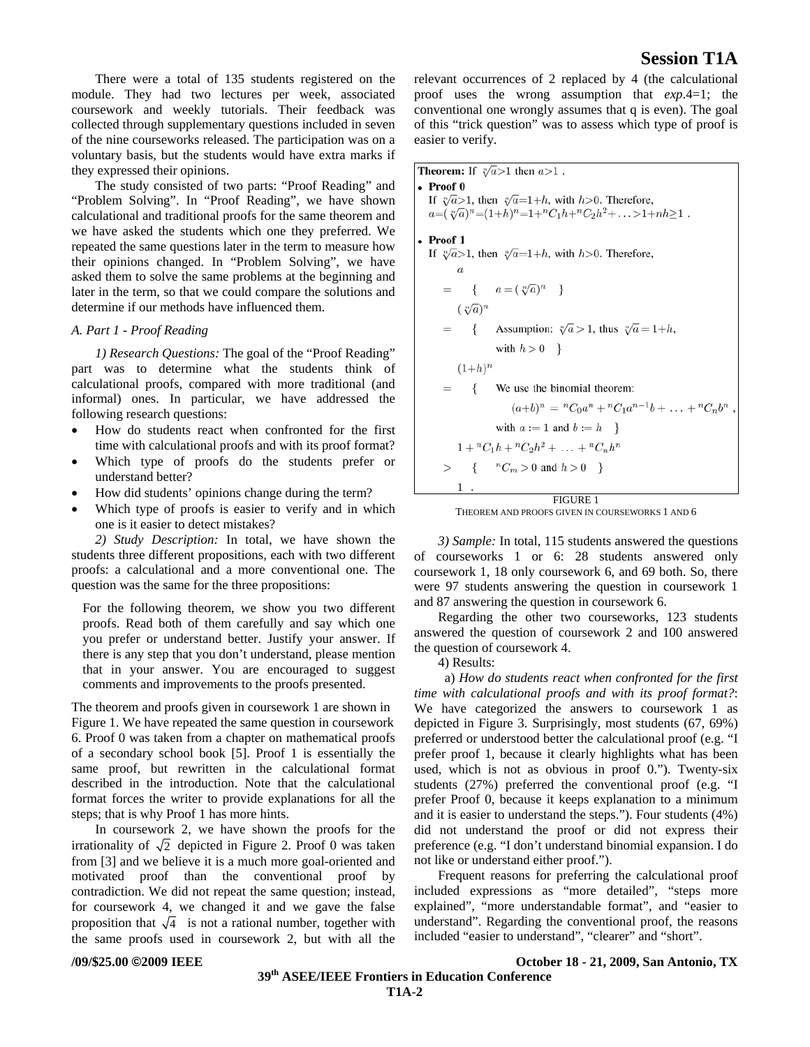There were a total of 135 students registered on the module. They had two lectures per week, associated coursework and weekly tutorials. Their feedback was collected through supplementary questions included in seven of the nine courseworks released. The participation was on a voluntary basis, but the students would have extra marks if they expressed their opinions.

The study consisted of two parts: "Proof Reading" and "Problem Solving". In "Proof Reading", we have shown calculational and traditional proofs for the same theorem and we have asked the students which one they preferred. We repeated the same questions later in the term to measure how their opinions changed. In "Problem Solving", we have asked them to solve the same problems at the beginning and later in the term, so that we could compare the solutions and determine if our methods have influenced them.

### *A. Part 1 - Proof Reading*

*1) Research Questions:* The goal of the "Proof Reading" part was to determine what the students think of calculational proofs, compared with more traditional (and informal) ones. In particular, we have addressed the following research questions:

- How do students react when confronted for the first time with calculational proofs and with its proof format?
- Which type of proofs do the students prefer or understand better?
- How did students' opinions change during the term?
- Which type of proofs is easier to verify and in which one is it easier to detect mistakes?

*2) Study Description:* In total, we have shown the students three different propositions, each with two different proofs: a calculational and a more conventional one. The question was the same for the three propositions:

> For the following theorem, we show you two different proofs. Read both of them carefully and say which one you prefer or understand better. Justify your answer. If there is any step that you don't understand, please mention that in your answer. You are encouraged to suggest comments and improvements to the proofs presented.

The theorem and proofs given in coursework 1 are shown in Figure 1. We have repeated the same question in coursework 6. Proof 0 was taken from a chapter on mathematical proofs of a secondary school book [5]. Proof 1 is essentially the same proof, but rewritten in the calculational format described in the introduction. Note that the calculational format forces the writer to provide explanations for all the steps; that is why Proof 1 has more hints.

In coursework 2, we have shown the proofs for the irrationality of $\sqrt{2}$ depicted in Figure 2. Proof 0 was taken from [3] and we believe it is a much more goal-oriented and motivated proof than the conventional proof by contradiction. We did not repeat the same question; instead, for coursework 4, we changed it and we gave the false proposition that $\sqrt{4}$ is not a rational number, together with the same proofs used in coursework 2, but with all the relevant occurrences of 2 replaced by 4 (the calculational proof uses the wrong assumption that *exp*.4=1; the conventional one wrongly assumes that q is even). The goal of this "trick question" was to assess which type of proof is easier to verify.

**Theorem:** If $\sqrt[n]{a}>1$ then $a>1$ .

- **Proof 0**

  If $\sqrt[n]{a}>1$, then $\sqrt[n]{a}=1+h$, with $h>0$. Therefore,
  $a=(\sqrt[n]{a})^n=(1+h)^n=1+{}^nC_1h+{}^nC_2h^2+\ldots>1+nh\geq 1$ .

- **Proof 1**

  If $\sqrt[n]{a}>1$, then $\sqrt[n]{a}=1+h$, with $h>0$. Therefore,

$$
\begin{array}{ll}
& a \\
= & \{ \quad a=(\sqrt[n]{a})^n \quad \} \\
& (\sqrt[n]{a})^n \\
= & \{ \quad \text{Assumption: } \sqrt[n]{a}>1 \text{, thus } \sqrt[n]{a}=1+h, \text{ with } h>0 \quad \} \\
& (1+h)^n \\
= & \{ \quad \text{We use the binomial theorem: } (a+b)^n = {}^nC_0a^n + {}^nC_1a^{n-1}b + \ldots + {}^nC_nb^n, \text{ with } a:=1 \text{ and } b:=h \quad \} \\
& 1+{}^nC_1h+{}^nC_2h^2+\ldots+{}^nC_nh^n \\
> & \{ \quad {}^nC_m>0 \text{ and } h>0 \quad \} \\
& 1 \ .
\end{array}
$$

FIGURE 1
THEOREM AND PROOFS GIVEN IN COURSEWORKS 1 AND 6

*3) Sample:* In total, 115 students answered the questions of courseworks 1 or 6: 28 students answered only coursework 1, 18 only coursework 6, and 69 both. So, there were 97 students answering the question in coursework 1 and 87 answering the question in coursework 6.

Regarding the other two courseworks, 123 students answered the question of coursework 2 and 100 answered the question of coursework 4.

4) Results:

a) *How do students react when confronted for the first time with calculational proofs and with its proof format?*: We have categorized the answers to coursework 1 as depicted in Figure 3. Surprisingly, most students (67, 69%) preferred or understood better the calculational proof (e.g. "I prefer proof 1, because it clearly highlights what has been used, which is not as obvious in proof 0."). Twenty-six students (27%) preferred the conventional proof (e.g. "I prefer Proof 0, because it keeps explanation to a minimum and it is easier to understand the steps."). Four students (4%) did not understand the proof or did not express their preference (e.g. "I don't understand binomial expansion. I do not like or understand either proof.").

Frequent reasons for preferring the calculational proof included expressions as "more detailed", "steps more explained", "more understandable format", and "easier to understand". Regarding the conventional proof, the reasons included "easier to understand", "clearer" and "short".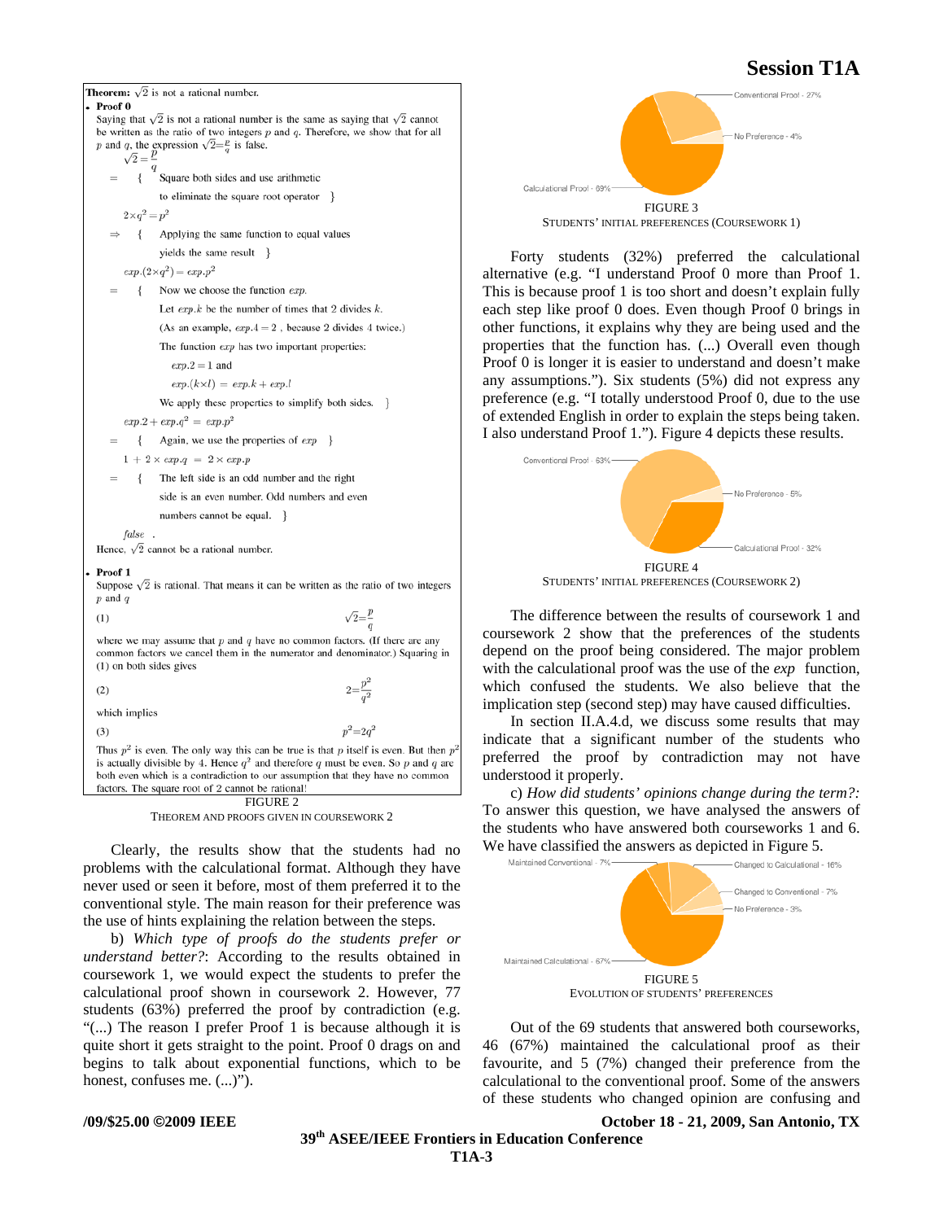**Theorem:** $\sqrt{2}$ is not a rational number.

- **Proof 0**

Saying that $\sqrt{2}$ is not a rational number is the same as saying that $\sqrt{2}$ cannot be written as the ratio of two integers $p$ and $q$. Therefore, we show that for all $p$ and $q$, the expression $\sqrt{2}=\frac{p}{q}$ is false.

$$\sqrt{2}=\frac{p}{q}$$

$=$ { Square both sides and use arithmetic to eliminate the square root operator }

$$2\times q^2 = p^2$$

$\Rightarrow$ { Applying the same function to equal values yields the same result }

$$exp.(2\times q^2) = exp.p^2$$

$=$ { Now we choose the function $exp$.
Let $exp.k$ be the number of times that 2 divides $k$.
(As an example, $exp.4 = 2$, because 2 divides 4 twice.)
The function $exp$ has two important properties:
$exp.2 = 1$ and
$exp.(k\times l) = exp.k + exp.l$
We apply these properties to simplify both sides. }

$$exp.2 + exp.q^2 = exp.p^2$$

$=$ { Again, we use the properties of $exp$ }

$$1 + 2\times exp.q = 2\times exp.p$$

$=$ { The left side is an odd number and the right side is an even number. Odd numbers and even numbers cannot be equal. }

*false* .

Hence, $\sqrt{2}$ cannot be a rational number.

- **Proof 1**

Suppose $\sqrt{2}$ is rational. That means it can be written as the ratio of two integers $p$ and $q$

(1) $$\sqrt{2}=\frac{p}{q}$$

where we may assume that $p$ and $q$ have no common factors. (If there are any common factors we cancel them in the numerator and denominator.) Squaring in (1) on both sides gives

(2) $$2=\frac{p^2}{q^2}$$

which implies

(3) $$p^2=2q^2$$

Thus $p^2$ is even. The only way this can be true is that $p$ itself is even. But then $p^2$ is actually divisible by 4. Hence $q^2$ and therefore $q$ must be even. So $p$ and $q$ are both even which is a contradiction to our assumption that they have no common factors. The square root of 2 cannot be rational!

FIGURE 2
THEOREM AND PROOFS GIVEN IN COURSEWORK 2

Clearly, the results show that the students had no problems with the calculational format. Although they have never used or seen it before, most of them preferred it to the conventional style. The main reason for their preference was the use of hints explaining the relation between the steps.

b) *Which type of proofs do the students prefer or understand better?*: According to the results obtained in coursework 1, we would expect the students to prefer the calculational proof shown in coursework 2. However, 77 students (63%) preferred the proof by contradiction (e.g. "(...) The reason I prefer Proof 1 is because although it is quite short it gets straight to the point. Proof 0 drags on and begins to talk about exponential functions, which to be honest, confuses me. (...)").

Conventional Proof - 27%
No Preference - 4%
Calculational Proof - 69%

FIGURE 3
STUDENTS' INITIAL PREFERENCES (COURSEWORK 1)

Forty students (32%) preferred the calculational alternative (e.g. "I understand Proof 0 more than Proof 1. This is because proof 1 is too short and doesn't explain fully each step like proof 0 does. Even though Proof 0 brings in other functions, it explains why they are being used and the properties that the function has. (...) Overall even though Proof 0 is longer it is easier to understand and doesn't make any assumptions."). Six students (5%) did not express any preference (e.g. "I totally understood Proof 0, due to the use of extended English in order to explain the steps being taken. I also understand Proof 1."). Figure 4 depicts these results.

Conventional Proof - 63%
No Preference - 5%
Calculational Proof - 32%

FIGURE 4
STUDENTS' INITIAL PREFERENCES (COURSEWORK 2)

The difference between the results of coursework 1 and coursework 2 show that the preferences of the students depend on the proof being considered. The major problem with the calculational proof was the use of the *exp* function, which confused the students. We also believe that the implication step (second step) may have caused difficulties.

In section II.A.4.d, we discuss some results that may indicate that a significant number of the students who preferred the proof by contradiction may not have understood it properly.

c) *How did students' opinions change during the term?:* To answer this question, we have analysed the answers of the students who have answered both courseworks 1 and 6. We have classified the answers as depicted in Figure 5.

Maintained Conventional - 7%
Changed to Calculational - 16%
Changed to Conventional - 7%
No Preference - 3%
Maintained Calculational - 67%

FIGURE 5
EVOLUTION OF STUDENTS' PREFERENCES

Out of the 69 students that answered both courseworks, 46 (67%) maintained the calculational proof as their favourite, and 5 (7%) changed their preference from the calculational to the conventional proof. Some of the answers of these students who changed opinion are confusing and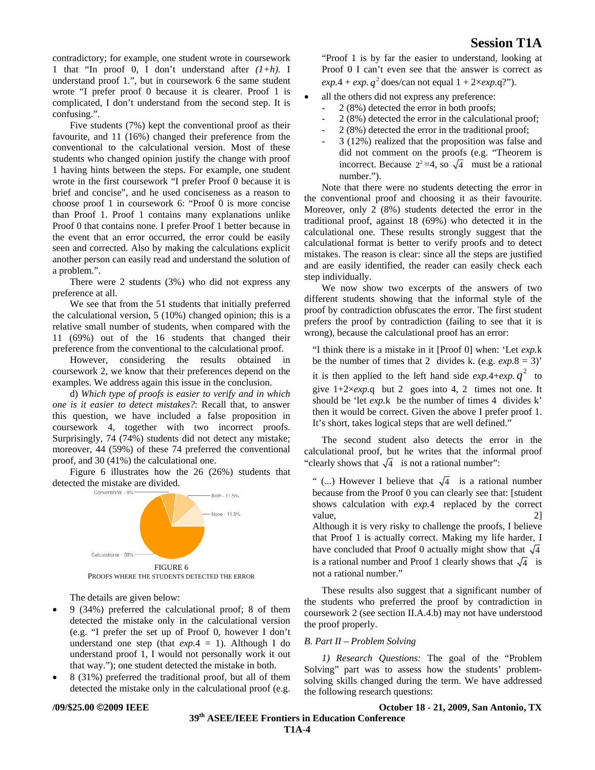contradictory; for example, one student wrote in coursework 1 that "In proof 0, I don't understand after *(1+h)*. I understand proof 1.", but in coursework 6 the same student wrote "I prefer proof 0 because it is clearer. Proof 1 is complicated, I don't understand from the second step. It is confusing.".

Five students (7%) kept the conventional proof as their favourite, and 11 (16%) changed their preference from the conventional to the calculational version. Most of these students who changed opinion justify the change with proof 1 having hints between the steps. For example, one student wrote in the first coursework "I prefer Proof 0 because it is brief and concise", and he used conciseness as a reason to choose proof 1 in coursework 6: "Proof 0 is more concise than Proof 1. Proof 1 contains many explanations unlike Proof 0 that contains none. I prefer Proof 1 better because in the event that an error occurred, the error could be easily seen and corrected. Also by making the calculations explicit another person can easily read and understand the solution of a problem.".

There were 2 students (3%) who did not express any preference at all.

We see that from the 51 students that initially preferred the calculational version, 5 (10%) changed opinion; this is a relative small number of students, when compared with the 11 (69%) out of the 16 students that changed their preference from the conventional to the calculational proof.

However, considering the results obtained in coursework 2, we know that their preferences depend on the examples. We address again this issue in the conclusion.

d) *Which type of proofs is easier to verify and in which one is it easier to detect mistakes?*: Recall that, to answer this question, we have included a false proposition in coursework 4, together with two incorrect proofs. Surprisingly, 74 (74%) students did not detect any mistake; moreover, 44 (59%) of these 74 preferred the conventional proof, and 30 (41%) the calculational one.

Figure 6 illustrates how the 26 (26%) students that detected the mistake are divided.

Conventional - 8%
Both - 11.5%
None - 11.5%
Calculational - 69%

FIGURE 6
PROOFS WHERE THE STUDENTS DETECTED THE ERROR

The details are given below:

- 9 (34%) preferred the calculational proof; 8 of them detected the mistake only in the calculational version (e.g. "I prefer the set up of Proof 0, however I don't understand one step (that *exp*.4 = 1). Although I do understand proof 1, I would not personally work it out that way."); one student detected the mistake in both.
- 8 (31%) preferred the traditional proof, but all of them detected the mistake only in the calculational proof (e.g. "Proof 1 is by far the easier to understand, looking at Proof 0 I can't even see that the answer is correct as *exp*.4 + *exp*. $q^2$ does/can not equal 1 + 2×*exp*.q?").
- all the others did not express any preference:
  - 2 (8%) detected the error in both proofs;
  - 2 (8%) detected the error in the calculational proof;
  - 2 (8%) detected the error in the traditional proof;
  - 3 (12%) realized that the proposition was false and did not comment on the proofs (e.g. "Theorem is incorrect. Because $2^2$=4, so $\sqrt{4}$ must be a rational number.").

Note that there were no students detecting the error in the conventional proof and choosing it as their favourite. Moreover, only 2 (8%) students detected the error in the traditional proof, against 18 (69%) who detected it in the calculational one. These results strongly suggest that the calculational format is better to verify proofs and to detect mistakes. The reason is clear: since all the steps are justified and are easily identified, the reader can easily check each step individually.

We now show two excerpts of the answers of two different students showing that the informal style of the proof by contradiction obfuscates the error. The first student prefers the proof by contradiction (failing to see that it is wrong), because the calculational proof has an error:

> "I think there is a mistake in it [Proof 0] when: 'Let *exp*.k be the number of times that 2 divides k. (e.g. *exp*.8 = 3)' it is then applied to the left hand side *exp*.4+*exp*. $q^2$ to give 1+2×*exp*.q but 2 goes into 4, 2 times not one. It should be 'let *exp*.k be the number of times 4 divides k' then it would be correct. Given the above I prefer proof 1. It's short, takes logical steps that are well defined."

The second student also detects the error in the calculational proof, but he writes that the informal proof "clearly shows that $\sqrt{4}$ is not a rational number":

> " (...) However I believe that $\sqrt{4}$ is a rational number because from the Proof 0 you can clearly see that: [student shows calculation with *exp*.4 replaced by the correct value, 2]
> Although it is very risky to challenge the proofs, I believe that Proof 1 is actually correct. Making my life harder, I have concluded that Proof 0 actually might show that $\sqrt{4}$ is a rational number and Proof 1 clearly shows that $\sqrt{4}$ is not a rational number."

These results also suggest that a significant number of the students who preferred the proof by contradiction in coursework 2 (see section II.A.4.b) may not have understood the proof properly.

### *B. Part II – Problem Solving*

*1) Research Questions:* The goal of the "Problem Solving" part was to assess how the students' problem-solving skills changed during the term. We have addressed the following research questions: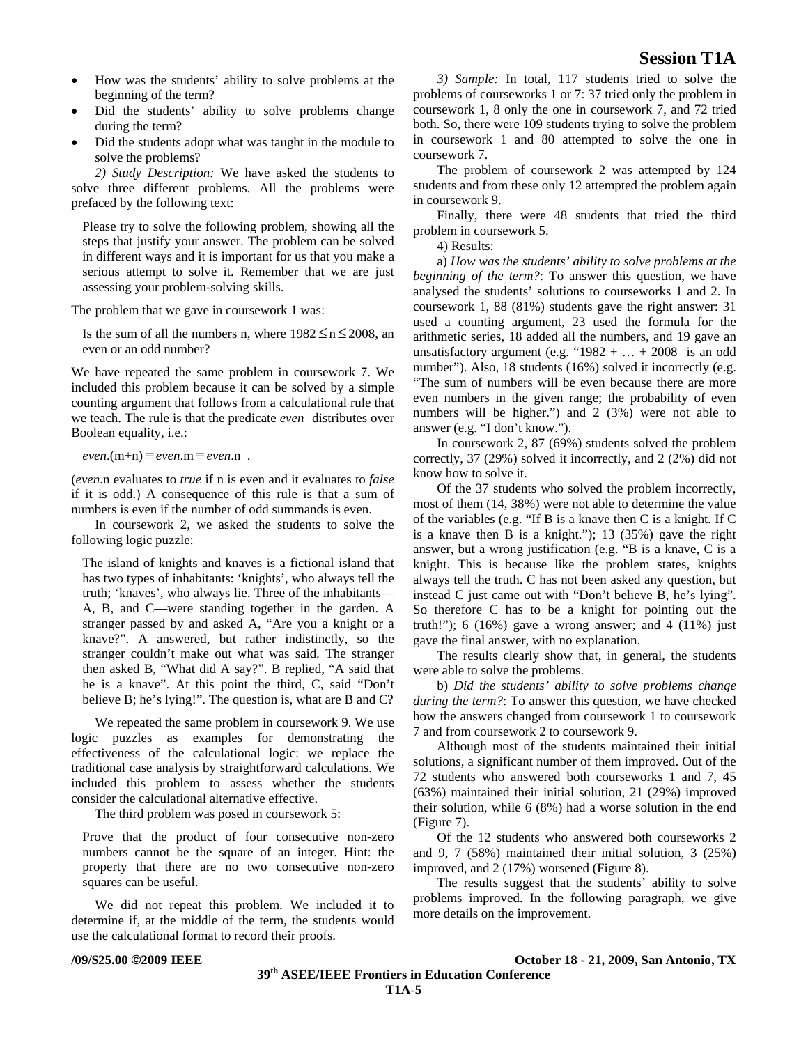- How was the students' ability to solve problems at the beginning of the term?
- Did the students' ability to solve problems change during the term?
- Did the students adopt what was taught in the module to solve the problems?

*2) Study Description:* We have asked the students to solve three different problems. All the problems were prefaced by the following text:

> Please try to solve the following problem, showing all the steps that justify your answer. The problem can be solved in different ways and it is important for us that you make a serious attempt to solve it. Remember that we are just assessing your problem-solving skills.

The problem that we gave in coursework 1 was:

> Is the sum of all the numbers n, where $1982 \leq n \leq 2008$, an even or an odd number?

We have repeated the same problem in coursework 7. We included this problem because it can be solved by a simple counting argument that follows from a calculational rule that we teach. The rule is that the predicate *even* distributes over Boolean equality, i.e.:

$$even.(m+n) \equiv even.m \equiv even.n \ .$$

(*even*.n evaluates to *true* if n is even and it evaluates to *false* if it is odd.) A consequence of this rule is that a sum of numbers is even if the number of odd summands is even.

In coursework 2, we asked the students to solve the following logic puzzle:

> The island of knights and knaves is a fictional island that has two types of inhabitants: 'knights', who always tell the truth; 'knaves', who always lie. Three of the inhabitants—A, B, and C—were standing together in the garden. A stranger passed by and asked A, "Are you a knight or a knave?". A answered, but rather indistinctly, so the stranger couldn't make out what was said. The stranger then asked B, "What did A say?". B replied, "A said that he is a knave". At this point the third, C, said "Don't believe B; he's lying!". The question is, what are B and C?

We repeated the same problem in coursework 9. We use logic puzzles as examples for demonstrating the effectiveness of the calculational logic: we replace the traditional case analysis by straightforward calculations. We included this problem to assess whether the students consider the calculational alternative effective.

The third problem was posed in coursework 5:

> Prove that the product of four consecutive non-zero numbers cannot be the square of an integer. Hint: the property that there are no two consecutive non-zero squares can be useful.

We did not repeat this problem. We included it to determine if, at the middle of the term, the students would use the calculational format to record their proofs.

*3) Sample:* In total, 117 students tried to solve the problems of courseworks 1 or 7: 37 tried only the problem in coursework 1, 8 only the one in coursework 7, and 72 tried both. So, there were 109 students trying to solve the problem in coursework 1 and 80 attempted to solve the one in coursework 7.

The problem of coursework 2 was attempted by 124 students and from these only 12 attempted the problem again in coursework 9.

Finally, there were 48 students that tried the third problem in coursework 5.

4) Results:

a) *How was the students' ability to solve problems at the beginning of the term?*: To answer this question, we have analysed the students' solutions to courseworks 1 and 2. In coursework 1, 88 (81%) students gave the right answer: 31 used a counting argument, 23 used the formula for the arithmetic series, 18 added all the numbers, and 19 gave an unsatisfactory argument (e.g. "1982 + … + 2008 is an odd number"). Also, 18 students (16%) solved it incorrectly (e.g. "The sum of numbers will be even because there are more even numbers in the given range; the probability of even numbers will be higher.") and 2 (3%) were not able to answer (e.g. "I don't know.").

In coursework 2, 87 (69%) students solved the problem correctly, 37 (29%) solved it incorrectly, and 2 (2%) did not know how to solve it.

Of the 37 students who solved the problem incorrectly, most of them (14, 38%) were not able to determine the value of the variables (e.g. "If B is a knave then C is a knight. If C is a knave then B is a knight."); 13 (35%) gave the right answer, but a wrong justification (e.g. "B is a knave, C is a knight. This is because like the problem states, knights always tell the truth. C has not been asked any question, but instead C just came out with "Don't believe B, he's lying". So therefore C has to be a knight for pointing out the truth!"); 6 (16%) gave a wrong answer; and 4 (11%) just gave the final answer, with no explanation.

The results clearly show that, in general, the students were able to solve the problems.

b) *Did the students' ability to solve problems change during the term?*: To answer this question, we have checked how the answers changed from coursework 1 to coursework 7 and from coursework 2 to coursework 9.

Although most of the students maintained their initial solutions, a significant number of them improved. Out of the 72 students who answered both courseworks 1 and 7, 45 (63%) maintained their initial solution, 21 (29%) improved their solution, while 6 (8%) had a worse solution in the end (Figure 7).

Of the 12 students who answered both courseworks 2 and 9, 7 (58%) maintained their initial solution, 3 (25%) improved, and 2 (17%) worsened (Figure 8).

The results suggest that the students' ability to solve problems improved. In the following paragraph, we give more details on the improvement.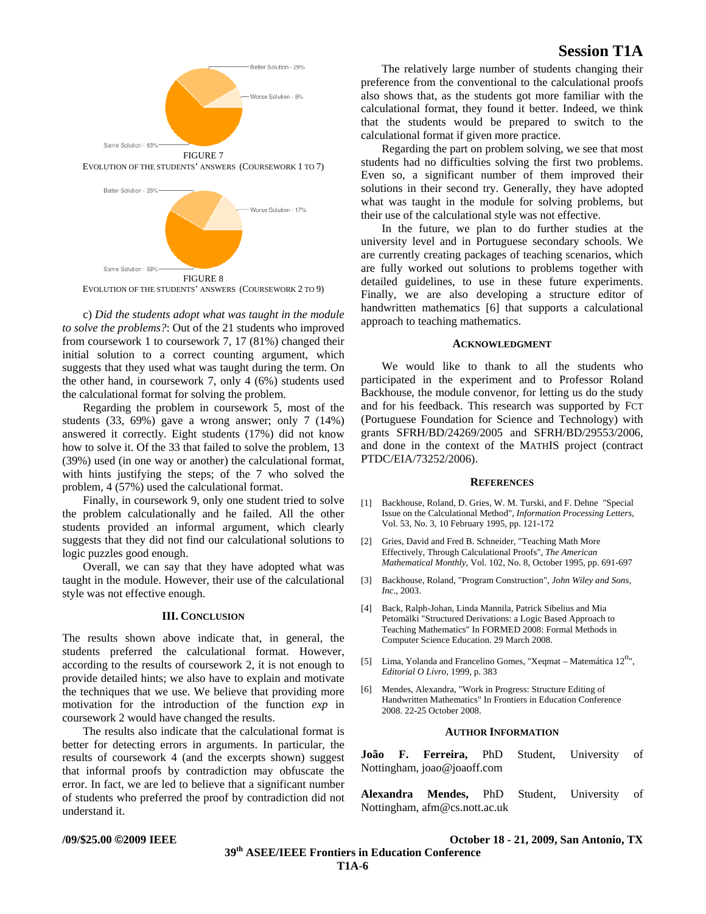Better Solution - 29%

Worse Solution - 8%

Same Solution - 63%

FIGURE 7
EVOLUTION OF THE STUDENTS' ANSWERS (COURSEWORK 1 TO 7)

Better Solution - 25%

Worse Solution - 17%

Same Solution - 58%

FIGURE 8
EVOLUTION OF THE STUDENTS' ANSWERS (COURSEWORK 2 TO 9)

c) *Did the students adopt what was taught in the module to solve the problems?*: Out of the 21 students who improved from coursework 1 to coursework 7, 17 (81%) changed their initial solution to a correct counting argument, which suggests that they used what was taught during the term. On the other hand, in coursework 7, only 4 (6%) students used the calculational format for solving the problem.

Regarding the problem in coursework 5, most of the students (33, 69%) gave a wrong answer; only 7 (14%) answered it correctly. Eight students (17%) did not know how to solve it. Of the 33 that failed to solve the problem, 13 (39%) used (in one way or another) the calculational format, with hints justifying the steps; of the 7 who solved the problem, 4 (57%) used the calculational format.

Finally, in coursework 9, only one student tried to solve the problem calculationally and he failed. All the other students provided an informal argument, which clearly suggests that they did not find our calculational solutions to logic puzzles good enough.

Overall, we can say that they have adopted what was taught in the module. However, their use of the calculational style was not effective enough.

## III. CONCLUSION

The results shown above indicate that, in general, the students preferred the calculational format. However, according to the results of coursework 2, it is not enough to provide detailed hints; we also have to explain and motivate the techniques that we use. We believe that providing more motivation for the introduction of the function *exp* in coursework 2 would have changed the results.

The results also indicate that the calculational format is better for detecting errors in arguments. In particular, the results of coursework 4 (and the excerpts shown) suggest that informal proofs by contradiction may obfuscate the error. In fact, we are led to believe that a significant number of students who preferred the proof by contradiction did not understand it.

The relatively large number of students changing their preference from the conventional to the calculational proofs also shows that, as the students got more familiar with the calculational format, they found it better. Indeed, we think that the students would be prepared to switch to the calculational format if given more practice.

Regarding the part on problem solving, we see that most students had no difficulties solving the first two problems. Even so, a significant number of them improved their solutions in their second try. Generally, they have adopted what was taught in the module for solving problems, but their use of the calculational style was not effective.

In the future, we plan to do further studies at the university level and in Portuguese secondary schools. We are currently creating packages of teaching scenarios, which are fully worked out solutions to problems together with detailed guidelines, to use in these future experiments. Finally, we are also developing a structure editor of handwritten mathematics [6] that supports a calculational approach to teaching mathematics.

## ACKNOWLEDGMENT

We would like to thank to all the students who participated in the experiment and to Professor Roland Backhouse, the module convenor, for letting us do the study and for his feedback. This research was supported by FCT (Portuguese Foundation for Science and Technology) with grants SFRH/BD/24269/2005 and SFRH/BD/29553/2006, and done in the context of the MATHIS project (contract PTDC/EIA/73252/2006).

## REFERENCES

[1] Backhouse, Roland, D. Gries, W. M. Turski, and F. Dehne "Special Issue on the Calculational Method", *Information Processing Letters*, Vol. 53, No. 3, 10 February 1995, pp. 121-172

[2] Gries, David and Fred B. Schneider, "Teaching Math More Effectively, Through Calculational Proofs", *The American Mathematical Monthly*, Vol. 102, No. 8, October 1995, pp. 691-697

[3] Backhouse, Roland, "Program Construction", *John Wiley and Sons, Inc*., 2003.

[4] Back, Ralph-Johan, Linda Mannila, Patrick Sibelius and Mia Petomälki "Structured Derivations: a Logic Based Approach to Teaching Mathematics" In FORMED 2008: Formal Methods in Computer Science Education. 29 March 2008.

[5] Lima, Yolanda and Francelino Gomes, "Xeqmat – Matemática 12º", *Editorial O Livro*, 1999, p. 383

[6] Mendes, Alexandra, "Work in Progress: Structure Editing of Handwritten Mathematics" In Frontiers in Education Conference 2008. 22-25 October 2008.

## AUTHOR INFORMATION

**João F. Ferreira,** PhD Student, University of Nottingham, joao@joaoff.com

**Alexandra Mendes,** PhD Student, University of Nottingham, afm@cs.nott.ac.uk